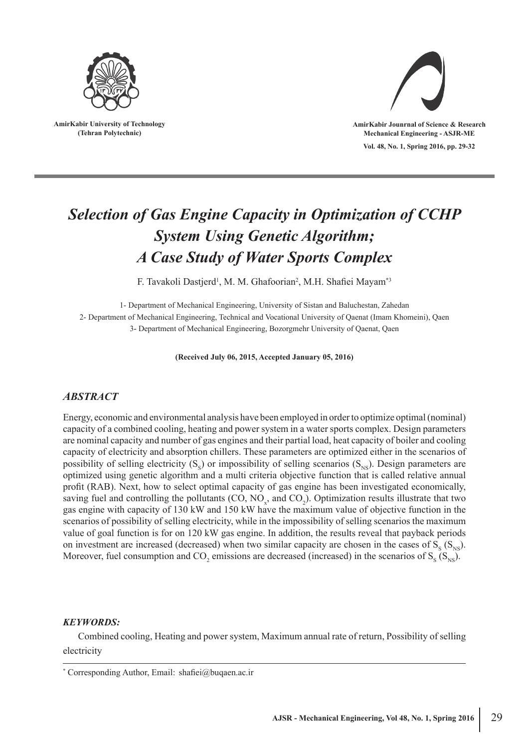AmirKabir University of Technology
(Tehran Polytechnic)

AmirKabir Jounrnal of Science & Research
Mechanical Engineering - ASJR-ME

Vol. 48, No. 1, Spring 2016, pp. 29-32

# *Selection of Gas Engine Capacity in Optimization of CCHP System Using Genetic Algorithm; A Case Study of Water Sports Complex*

F. Tavakoli Dastjerd[1], M. M. Ghafoorian[2], M.H. Shafiei Mayam[*3]

1- Department of Mechanical Engineering, University of Sistan and Baluchestan, Zahedan
2- Department of Mechanical Engineering, Technical and Vocational University of Qaenat (Imam Khomeini), Qaen
3- Department of Mechanical Engineering, Bozorgmehr University of Qaenat, Qaen

**(Received July 06, 2015, Accepted January 05, 2016)**

## *ABSTRACT*

Energy, economic and environmental analysis have been employed in order to optimize optimal (nominal) capacity of a combined cooling, heating and power system in a water sports complex. Design parameters are nominal capacity and number of gas engines and their partial load, heat capacity of boiler and cooling capacity of electricity and absorption chillers. These parameters are optimized either in the scenarios of possibility of selling electricity ($S_S$) or impossibility of selling scenarios ($S_{NS}$). Design parameters are optimized using genetic algorithm and a multi criteria objective function that is called relative annual profit (RAB). Next, how to select optimal capacity of gas engine has been investigated economically, saving fuel and controlling the pollutants (CO, $NO_x$, and $CO_2$). Optimization results illustrate that two gas engine with capacity of 130 kW and 150 kW have the maximum value of objective function in the scenarios of possibility of selling electricity, while in the impossibility of selling scenarios the maximum value of goal function is for on 120 kW gas engine. In addition, the results reveal that payback periods on investment are increased (decreased) when two similar capacity are chosen in the cases of $S_S$ ($S_{NS}$). Moreover, fuel consumption and $CO_2$ emissions are decreased (increased) in the scenarios of $S_S$ ($S_{NS}$).

### *KEYWORDS:*

Combined cooling, Heating and power system, Maximum annual rate of return, Possibility of selling electricity

[*] Corresponding Author, Email: shafiei@buqaen.ac.ir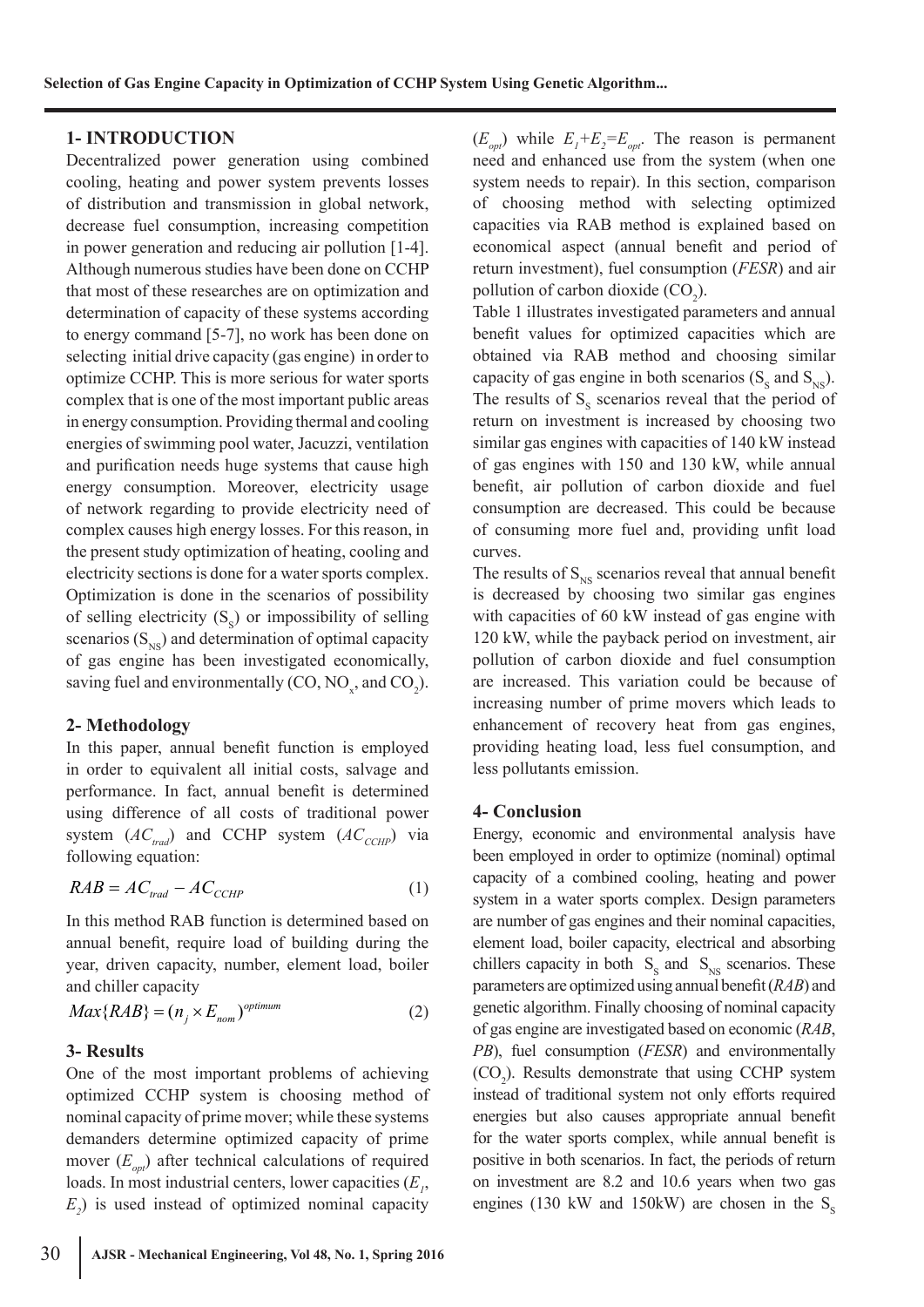## 1- INTRODUCTION

Decentralized power generation using combined cooling, heating and power system prevents losses of distribution and transmission in global network, decrease fuel consumption, increasing competition in power generation and reducing air pollution [1-4]. Although numerous studies have been done on CCHP that most of these researches are on optimization and determination of capacity of these systems according to energy command [5-7], no work has been done on selecting initial drive capacity (gas engine) in order to optimize CCHP. This is more serious for water sports complex that is one of the most important public areas in energy consumption. Providing thermal and cooling energies of swimming pool water, Jacuzzi, ventilation and purification needs huge systems that cause high energy consumption. Moreover, electricity usage of network regarding to provide electricity need of complex causes high energy losses. For this reason, in the present study optimization of heating, cooling and electricity sections is done for a water sports complex. Optimization is done in the scenarios of possibility of selling electricity ($S_S$) or impossibility of selling scenarios ($S_{NS}$) and determination of optimal capacity of gas engine has been investigated economically, saving fuel and environmentally (CO, $NO_x$, and $CO_2$).

## 2- Methodology

In this paper, annual benefit function is employed in order to equivalent all initial costs, salvage and performance. In fact, annual benefit is determined using difference of all costs of traditional power system ($AC_{trad}$) and CCHP system ($AC_{CCHP}$) via following equation:

$$RAB = AC_{trad} - AC_{CCHP} \tag{1}$$

In this method RAB function is determined based on annual benefit, require load of building during the year, driven capacity, number, element load, boiler and chiller capacity

$$Max\{RAB\} = (n_j \times E_{nom})^{optimum} \tag{2}$$

## 3- Results

One of the most important problems of achieving optimized CCHP system is choosing method of nominal capacity of prime mover; while these systems demanders determine optimized capacity of prime mover ($E_{opt}$) after technical calculations of required loads. In most industrial centers, lower capacities ($E_1$, $E_2$) is used instead of optimized nominal capacity ($E_{opt}$) while $E_1+E_2=E_{opt}$. The reason is permanent need and enhanced use from the system (when one system needs to repair). In this section, comparison of choosing method with selecting optimized capacities via RAB method is explained based on economical aspect (annual benefit and period of return investment), fuel consumption (*FESR*) and air pollution of carbon dioxide ($CO_2$).

Table 1 illustrates investigated parameters and annual benefit values for optimized capacities which are obtained via RAB method and choosing similar capacity of gas engine in both scenarios ($S_S$ and $S_{NS}$). The results of $S_S$ scenarios reveal that the period of return on investment is increased by choosing two similar gas engines with capacities of 140 kW instead of gas engines with 150 and 130 kW, while annual benefit, air pollution of carbon dioxide and fuel consumption are decreased. This could be because of consuming more fuel and, providing unfit load curves.

The results of $S_{NS}$ scenarios reveal that annual benefit is decreased by choosing two similar gas engines with capacities of 60 kW instead of gas engine with 120 kW, while the payback period on investment, air pollution of carbon dioxide and fuel consumption are increased. This variation could be because of increasing number of prime movers which leads to enhancement of recovery heat from gas engines, providing heating load, less fuel consumption, and less pollutants emission.

## 4- Conclusion

Energy, economic and environmental analysis have been employed in order to optimize (nominal) optimal capacity of a combined cooling, heating and power system in a water sports complex. Design parameters are number of gas engines and their nominal capacities, element load, boiler capacity, electrical and absorbing chillers capacity in both $S_S$ and $S_{NS}$ scenarios. These parameters are optimized using annual benefit (*RAB*) and genetic algorithm. Finally choosing of nominal capacity of gas engine are investigated based on economic (*RAB*, *PB*), fuel consumption (*FESR*) and environmentally ($CO_2$). Results demonstrate that using CCHP system instead of traditional system not only efforts required energies but also causes appropriate annual benefit for the water sports complex, while annual benefit is positive in both scenarios. In fact, the periods of return on investment are 8.2 and 10.6 years when two gas engines (130 kW and 150kW) are chosen in the $S_S$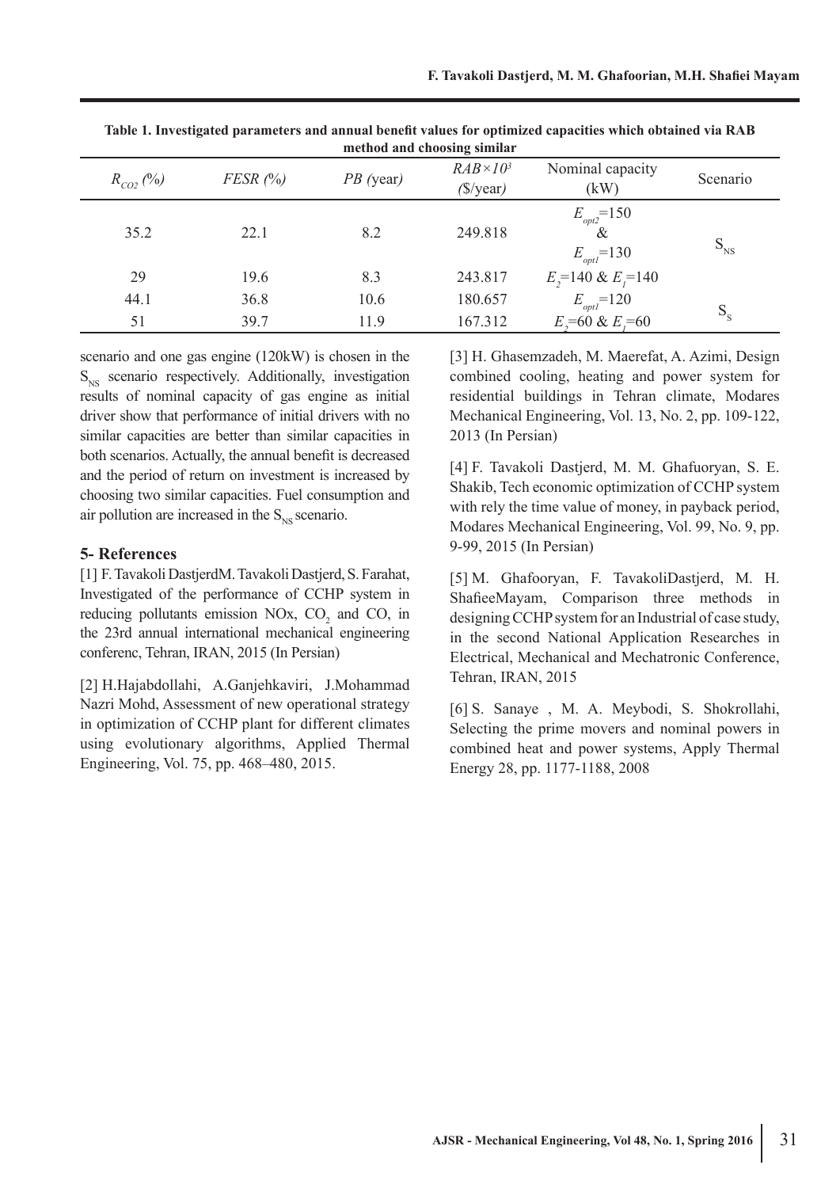**Table 1. Investigated parameters and annual benefit values for optimized capacities which obtained via RAB method and choosing similar**

| $R_{CO2}$ (%) | FESR (%) | PB (year) | $RAB \times 10^3$ (\$/year) | Nominal capacity (kW) | Scenario |
|---|---|---|---|---|---|
| 35.2 | 22.1 | 8.2 | 249.818 | $E_{opt2}$=150 & $E_{opt1}$=130 | $S_{NS}$ |
| 29 | 19.6 | 8.3 | 243.817 | $E_2$=140 & $E_1$=140 | |
| 44.1 | 36.8 | 10.6 | 180.657 | $E_{opt1}$=120 | $S_S$ |
| 51 | 39.7 | 11.9 | 167.312 | $E_2$=60 & $E_1$=60 | |

scenario and one gas engine (120kW) is chosen in the $S_{NS}$ scenario respectively. Additionally, investigation results of nominal capacity of gas engine as initial driver show that performance of initial drivers with no similar capacities are better than similar capacities in both scenarios. Actually, the annual benefit is decreased and the period of return on investment is increased by choosing two similar capacities. Fuel consumption and air pollution are increased in the $S_{NS}$ scenario.

## 5- References

[1] F. Tavakoli DastjerdM. Tavakoli Dastjerd, S. Farahat, Investigated of the performance of CCHP system in reducing pollutants emission NOx, $CO_2$ and CO, in the 23rd annual international mechanical engineering conferenc, Tehran, IRAN, 2015 (In Persian)

[2] H.Hajabdollahi, A.Ganjehkaviri, J.Mohammad Nazri Mohd, Assessment of new operational strategy in optimization of CCHP plant for different climates using evolutionary algorithms, Applied Thermal Engineering, Vol. 75, pp. 468–480, 2015.

[3] H. Ghasemzadeh, M. Maerefat, A. Azimi, Design combined cooling, heating and power system for residential buildings in Tehran climate, Modares Mechanical Engineering, Vol. 13, No. 2, pp. 109-122, 2013 (In Persian)

[4] F. Tavakoli Dastjerd, M. M. Ghafuoryan, S. E. Shakib, Tech economic optimization of CCHP system with rely the time value of money, in payback period, Modares Mechanical Engineering, Vol. 99, No. 9, pp. 9-99, 2015 (In Persian)

[5] M. Ghafooryan, F. TavakoliDastjerd, M. H. ShafieeMayam, Comparison three methods in designing CCHP system for an Industrial of case study, in the second National Application Researches in Electrical, Mechanical and Mechatronic Conference, Tehran, IRAN, 2015

[6] S. Sanaye , M. A. Meybodi, S. Shokrollahi, Selecting the prime movers and nominal powers in combined heat and power systems, Apply Thermal Energy 28, pp. 1177-1188, 2008